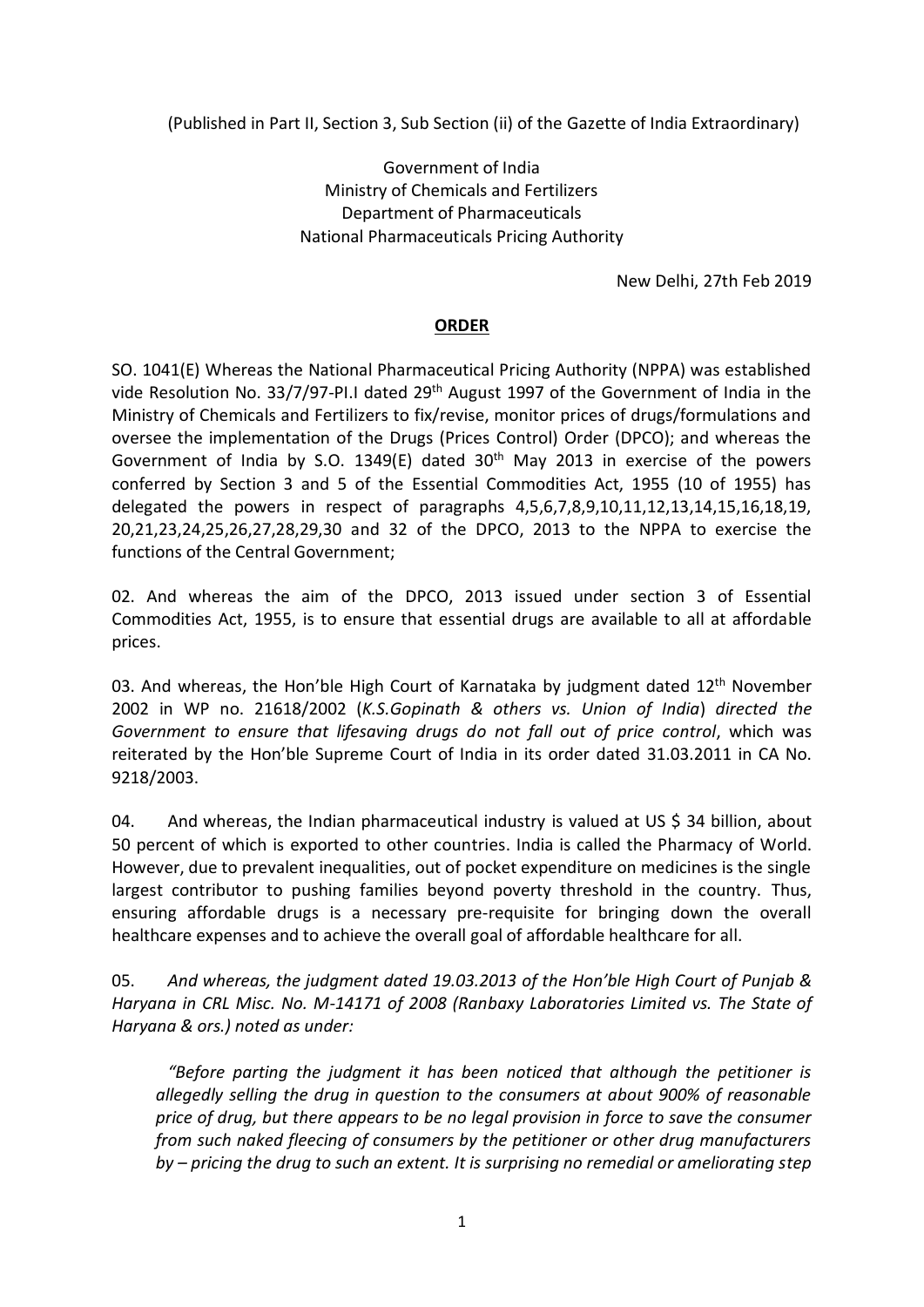(Published in Part II, Section 3, Sub Section (ii) of the Gazette of India Extraordinary)

Government of India
Ministry of Chemicals and Fertilizers
Department of Pharmaceuticals
National Pharmaceuticals Pricing Authority

New Delhi, 27th Feb 2019

**ORDER**

SO. 1041(E) Whereas the National Pharmaceutical Pricing Authority (NPPA) was established vide Resolution No. 33/7/97-PI.I dated 29th August 1997 of the Government of India in the Ministry of Chemicals and Fertilizers to fix/revise, monitor prices of drugs/formulations and oversee the implementation of the Drugs (Prices Control) Order (DPCO); and whereas the Government of India by S.O. 1349(E) dated 30th May 2013 in exercise of the powers conferred by Section 3 and 5 of the Essential Commodities Act, 1955 (10 of 1955) has delegated the powers in respect of paragraphs 4,5,6,7,8,9,10,11,12,13,14,15,16,18,19, 20,21,23,24,25,26,27,28,29,30 and 32 of the DPCO, 2013 to the NPPA to exercise the functions of the Central Government;

02. And whereas the aim of the DPCO, 2013 issued under section 3 of Essential Commodities Act, 1955, is to ensure that essential drugs are available to all at affordable prices.

03. And whereas, the Hon'ble High Court of Karnataka by judgment dated 12th November 2002 in WP no. 21618/2002 (*K.S.Gopinath & others vs. Union of India*) *directed the Government to ensure that lifesaving drugs do not fall out of price control*, which was reiterated by the Hon'ble Supreme Court of India in its order dated 31.03.2011 in CA No. 9218/2003.

04. And whereas, the Indian pharmaceutical industry is valued at US $ 34 billion, about 50 percent of which is exported to other countries. India is called the Pharmacy of World. However, due to prevalent inequalities, out of pocket expenditure on medicines is the single largest contributor to pushing families beyond poverty threshold in the country. Thus, ensuring affordable drugs is a necessary pre-requisite for bringing down the overall healthcare expenses and to achieve the overall goal of affordable healthcare for all.

05. *And whereas, the judgment dated 19.03.2013 of the Hon'ble High Court of Punjab & Haryana in CRL Misc. No. M-14171 of 2008 (Ranbaxy Laboratories Limited vs. The State of Haryana & ors.) noted as under:*

> *"Before parting the judgment it has been noticed that although the petitioner is allegedly selling the drug in question to the consumers at about 900% of reasonable price of drug, but there appears to be no legal provision in force to save the consumer from such naked fleecing of consumers by the petitioner or other drug manufacturers by – pricing the drug to such an extent. It is surprising no remedial or ameliorating step*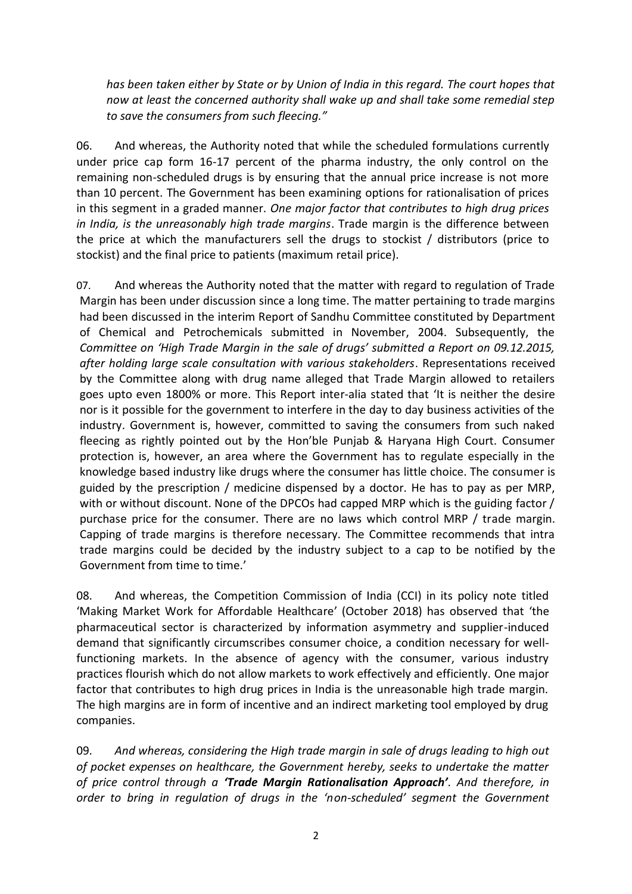*has been taken either by State or by Union of India in this regard. The court hopes that now at least the concerned authority shall wake up and shall take some remedial step to save the consumers from such fleecing."*

06. And whereas, the Authority noted that while the scheduled formulations currently under price cap form 16-17 percent of the pharma industry, the only control on the remaining non-scheduled drugs is by ensuring that the annual price increase is not more than 10 percent. The Government has been examining options for rationalisation of prices in this segment in a graded manner. *One major factor that contributes to high drug prices in India, is the unreasonably high trade margins*. Trade margin is the difference between the price at which the manufacturers sell the drugs to stockist / distributors (price to stockist) and the final price to patients (maximum retail price).

07. And whereas the Authority noted that the matter with regard to regulation of Trade Margin has been under discussion since a long time. The matter pertaining to trade margins had been discussed in the interim Report of Sandhu Committee constituted by Department of Chemical and Petrochemicals submitted in November, 2004. Subsequently, the *Committee on 'High Trade Margin in the sale of drugs' submitted a Report on 09.12.2015, after holding large scale consultation with various stakeholders*. Representations received by the Committee along with drug name alleged that Trade Margin allowed to retailers goes upto even 1800% or more. This Report inter-alia stated that 'It is neither the desire nor is it possible for the government to interfere in the day to day business activities of the industry. Government is, however, committed to saving the consumers from such naked fleecing as rightly pointed out by the Hon'ble Punjab & Haryana High Court. Consumer protection is, however, an area where the Government has to regulate especially in the knowledge based industry like drugs where the consumer has little choice. The consumer is guided by the prescription / medicine dispensed by a doctor. He has to pay as per MRP, with or without discount. None of the DPCOs had capped MRP which is the guiding factor / purchase price for the consumer. There are no laws which control MRP / trade margin. Capping of trade margins is therefore necessary. The Committee recommends that intra trade margins could be decided by the industry subject to a cap to be notified by the Government from time to time.'

08. And whereas, the Competition Commission of India (CCI) in its policy note titled 'Making Market Work for Affordable Healthcare' (October 2018) has observed that 'the pharmaceutical sector is characterized by information asymmetry and supplier-induced demand that significantly circumscribes consumer choice, a condition necessary for well-functioning markets. In the absence of agency with the consumer, various industry practices flourish which do not allow markets to work effectively and efficiently. One major factor that contributes to high drug prices in India is the unreasonable high trade margin. The high margins are in form of incentive and an indirect marketing tool employed by drug companies.

09. *And whereas, considering the High trade margin in sale of drugs leading to high out of pocket expenses on healthcare, the Government hereby, seeks to undertake the matter of price control through a* ***'Trade Margin Rationalisation Approach'****. And therefore, in order to bring in regulation of drugs in the 'non-scheduled' segment the Government*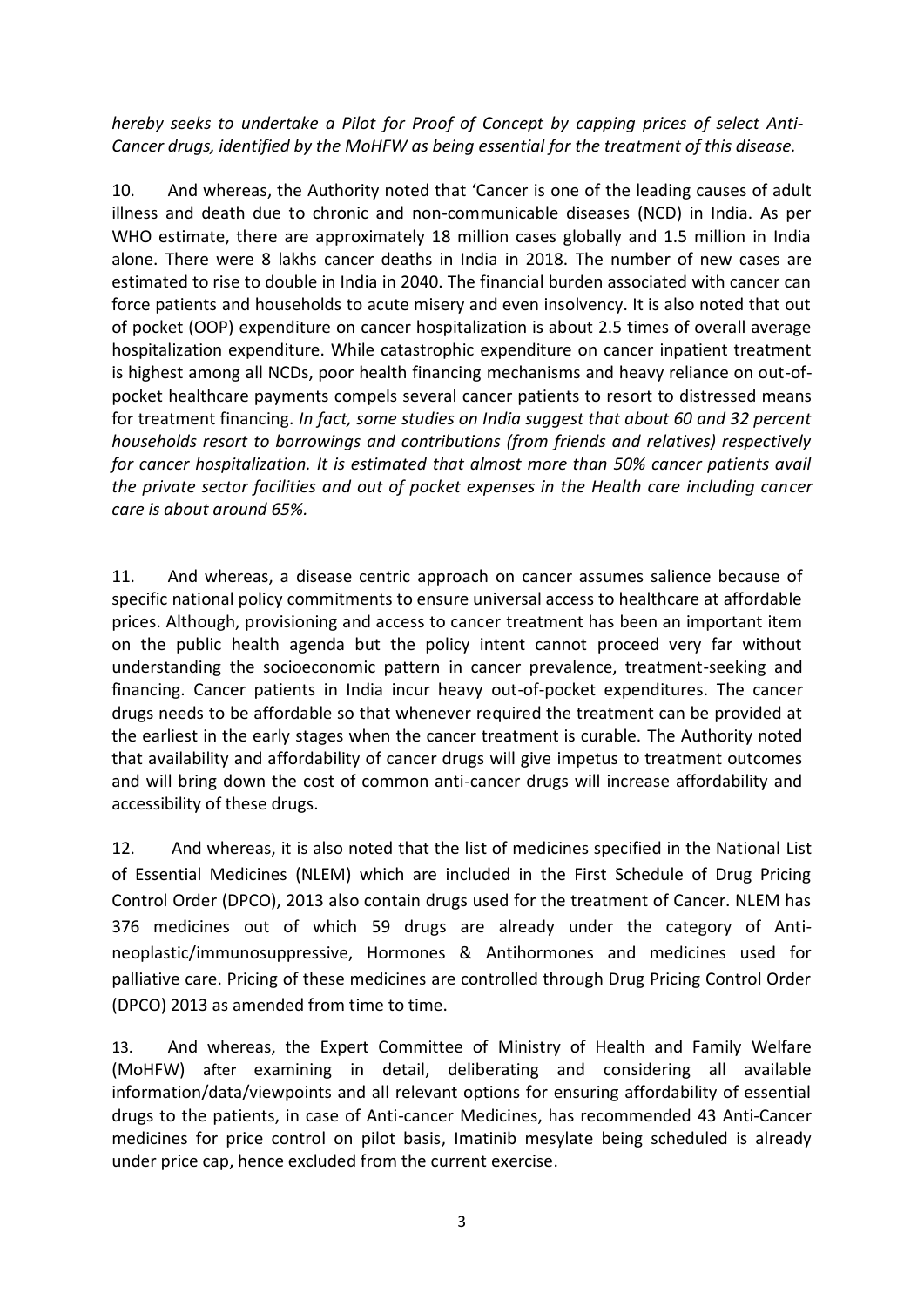*hereby seeks to undertake a Pilot for Proof of Concept by capping prices of select Anti-Cancer drugs, identified by the MoHFW as being essential for the treatment of this disease.*

10. And whereas, the Authority noted that 'Cancer is one of the leading causes of adult illness and death due to chronic and non-communicable diseases (NCD) in India. As per WHO estimate, there are approximately 18 million cases globally and 1.5 million in India alone. There were 8 lakhs cancer deaths in India in 2018. The number of new cases are estimated to rise to double in India in 2040. The financial burden associated with cancer can force patients and households to acute misery and even insolvency. It is also noted that out of pocket (OOP) expenditure on cancer hospitalization is about 2.5 times of overall average hospitalization expenditure. While catastrophic expenditure on cancer inpatient treatment is highest among all NCDs, poor health financing mechanisms and heavy reliance on out-of-pocket healthcare payments compels several cancer patients to resort to distressed means for treatment financing. *In fact, some studies on India suggest that about 60 and 32 percent households resort to borrowings and contributions (from friends and relatives) respectively for cancer hospitalization. It is estimated that almost more than 50% cancer patients avail the private sector facilities and out of pocket expenses in the Health care including cancer care is about around 65%.*

11. And whereas, a disease centric approach on cancer assumes salience because of specific national policy commitments to ensure universal access to healthcare at affordable prices. Although, provisioning and access to cancer treatment has been an important item on the public health agenda but the policy intent cannot proceed very far without understanding the socioeconomic pattern in cancer prevalence, treatment-seeking and financing. Cancer patients in India incur heavy out-of-pocket expenditures. The cancer drugs needs to be affordable so that whenever required the treatment can be provided at the earliest in the early stages when the cancer treatment is curable. The Authority noted that availability and affordability of cancer drugs will give impetus to treatment outcomes and will bring down the cost of common anti-cancer drugs will increase affordability and accessibility of these drugs.

12. And whereas, it is also noted that the list of medicines specified in the National List of Essential Medicines (NLEM) which are included in the First Schedule of Drug Pricing Control Order (DPCO), 2013 also contain drugs used for the treatment of Cancer. NLEM has 376 medicines out of which 59 drugs are already under the category of Anti-neoplastic/immunosuppressive, Hormones & Antihormones and medicines used for palliative care. Pricing of these medicines are controlled through Drug Pricing Control Order (DPCO) 2013 as amended from time to time.

13. And whereas, the Expert Committee of Ministry of Health and Family Welfare (MoHFW) after examining in detail, deliberating and considering all available information/data/viewpoints and all relevant options for ensuring affordability of essential drugs to the patients, in case of Anti-cancer Medicines, has recommended 43 Anti-Cancer medicines for price control on pilot basis, Imatinib mesylate being scheduled is already under price cap, hence excluded from the current exercise.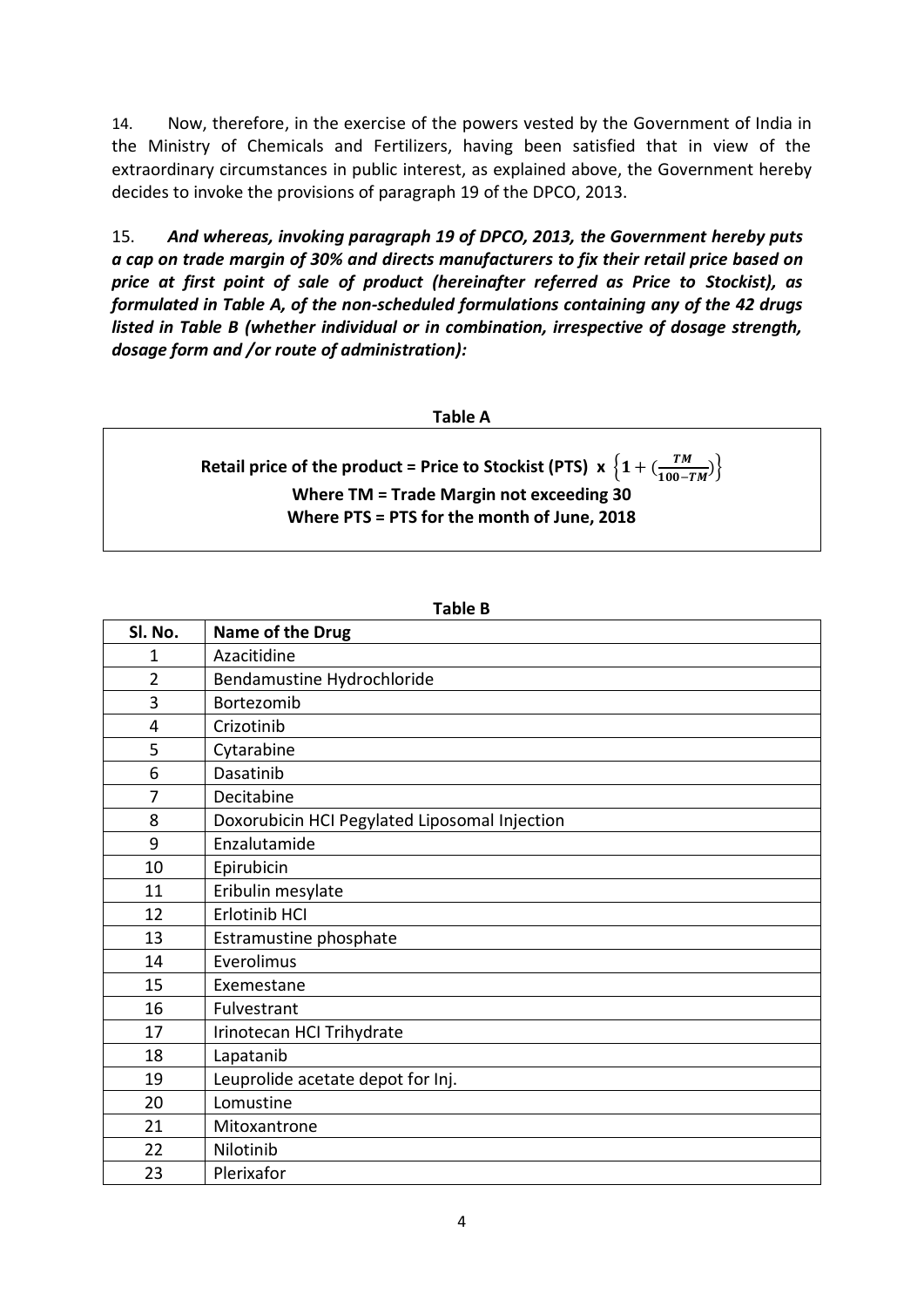14. Now, therefore, in the exercise of the powers vested by the Government of India in the Ministry of Chemicals and Fertilizers, having been satisfied that in view of the extraordinary circumstances in public interest, as explained above, the Government hereby decides to invoke the provisions of paragraph 19 of the DPCO, 2013.

15. ***And whereas, invoking paragraph 19 of DPCO, 2013, the Government hereby puts a cap on trade margin of 30% and directs manufacturers to fix their retail price based on price at first point of sale of product (hereinafter referred as Price to Stockist), as formulated in Table A, of the non-scheduled formulations containing any of the 42 drugs listed in Table B (whether individual or in combination, irrespective of dosage strength, dosage form and /or route of administration):***

**Table A**

**Retail price of the product = Price to Stockist (PTS) x** $\left\{1+\left(\frac{TM}{100-TM}\right)\right\}$

**Where TM = Trade Margin not exceeding 30**

**Where PTS = PTS for the month of June, 2018**

**Table B**

| Sl. No. | Name of the Drug |
|---|---|
| 1 | Azacitidine |
| 2 | Bendamustine Hydrochloride |
| 3 | Bortezomib |
| 4 | Crizotinib |
| 5 | Cytarabine |
| 6 | Dasatinib |
| 7 | Decitabine |
| 8 | Doxorubicin HCI Pegylated Liposomal Injection |
| 9 | Enzalutamide |
| 10 | Epirubicin |
| 11 | Eribulin mesylate |
| 12 | Erlotinib HCI |
| 13 | Estramustine phosphate |
| 14 | Everolimus |
| 15 | Exemestane |
| 16 | Fulvestrant |
| 17 | Irinotecan HCI Trihydrate |
| 18 | Lapatanib |
| 19 | Leuprolide acetate depot for Inj. |
| 20 | Lomustine |
| 21 | Mitoxantrone |
| 22 | Nilotinib |
| 23 | Plerixafor |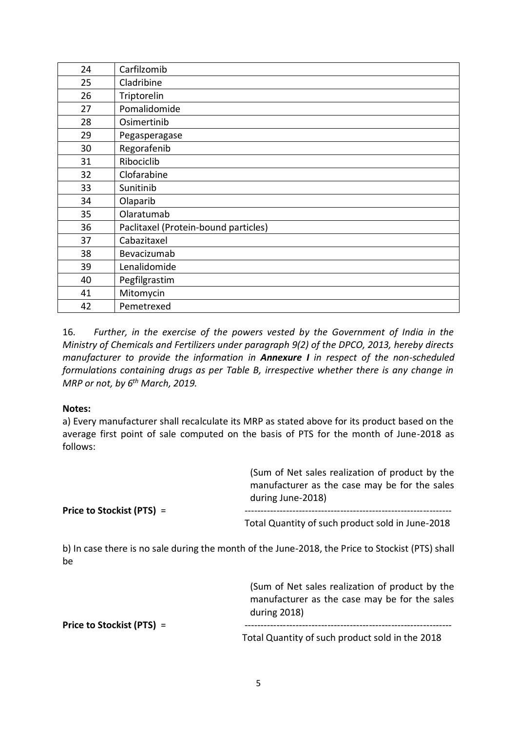| | |
|---|---|
| 24 | Carfilzomib |
| 25 | Cladribine |
| 26 | Triptorelin |
| 27 | Pomalidomide |
| 28 | Osimertinib |
| 29 | Pegasperagase |
| 30 | Regorafenib |
| 31 | Ribociclib |
| 32 | Clofarabine |
| 33 | Sunitinib |
| 34 | Olaparib |
| 35 | Olaratumab |
| 36 | Paclitaxel (Protein-bound particles) |
| 37 | Cabazitaxel |
| 38 | Bevacizumab |
| 39 | Lenalidomide |
| 40 | Pegfilgrastim |
| 41 | Mitomycin |
| 42 | Pemetrexed |

16. *Further, in the exercise of the powers vested by the Government of India in the Ministry of Chemicals and Fertilizers under paragraph 9(2) of the DPCO, 2013, hereby directs manufacturer to provide the information in **Annexure I** in respect of the non-scheduled formulations containing drugs as per Table B, irrespective whether there is any change in MRP or not, by 6th March, 2019.*

**Notes:**

a) Every manufacturer shall recalculate its MRP as stated above for its product based on the average first point of sale computed on the basis of PTS for the month of June-2018 as follows:

$$\textbf{Price to Stockist (PTS)} = \frac{\text{(Sum of Net sales realization of product by the manufacturer as the case may be for the sales during June-2018)}}{\text{Total Quantity of such product sold in June-2018}}$$

b) In case there is no sale during the month of the June-2018, the Price to Stockist (PTS) shall be

$$\textbf{Price to Stockist (PTS)} = \frac{\text{(Sum of Net sales realization of product by the manufacturer as the case may be for the sales during 2018)}}{\text{Total Quantity of such product sold in the 2018}}$$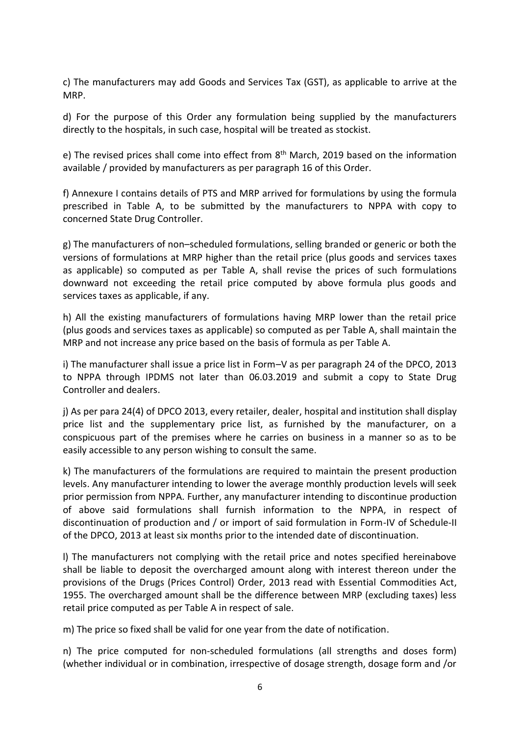c) The manufacturers may add Goods and Services Tax (GST), as applicable to arrive at the MRP.

d) For the purpose of this Order any formulation being supplied by the manufacturers directly to the hospitals, in such case, hospital will be treated as stockist.

e) The revised prices shall come into effect from 8th March, 2019 based on the information available / provided by manufacturers as per paragraph 16 of this Order.

f) Annexure I contains details of PTS and MRP arrived for formulations by using the formula prescribed in Table A, to be submitted by the manufacturers to NPPA with copy to concerned State Drug Controller.

g) The manufacturers of non–scheduled formulations, selling branded or generic or both the versions of formulations at MRP higher than the retail price (plus goods and services taxes as applicable) so computed as per Table A, shall revise the prices of such formulations downward not exceeding the retail price computed by above formula plus goods and services taxes as applicable, if any.

h) All the existing manufacturers of formulations having MRP lower than the retail price (plus goods and services taxes as applicable) so computed as per Table A, shall maintain the MRP and not increase any price based on the basis of formula as per Table A.

i) The manufacturer shall issue a price list in Form–V as per paragraph 24 of the DPCO, 2013 to NPPA through IPDMS not later than 06.03.2019 and submit a copy to State Drug Controller and dealers.

j) As per para 24(4) of DPCO 2013, every retailer, dealer, hospital and institution shall display price list and the supplementary price list, as furnished by the manufacturer, on a conspicuous part of the premises where he carries on business in a manner so as to be easily accessible to any person wishing to consult the same.

k) The manufacturers of the formulations are required to maintain the present production levels. Any manufacturer intending to lower the average monthly production levels will seek prior permission from NPPA. Further, any manufacturer intending to discontinue production of above said formulations shall furnish information to the NPPA, in respect of discontinuation of production and / or import of said formulation in Form-IV of Schedule-II of the DPCO, 2013 at least six months prior to the intended date of discontinuation.

l) The manufacturers not complying with the retail price and notes specified hereinabove shall be liable to deposit the overcharged amount along with interest thereon under the provisions of the Drugs (Prices Control) Order, 2013 read with Essential Commodities Act, 1955. The overcharged amount shall be the difference between MRP (excluding taxes) less retail price computed as per Table A in respect of sale.

m) The price so fixed shall be valid for one year from the date of notification.

n) The price computed for non-scheduled formulations (all strengths and doses form) (whether individual or in combination, irrespective of dosage strength, dosage form and /or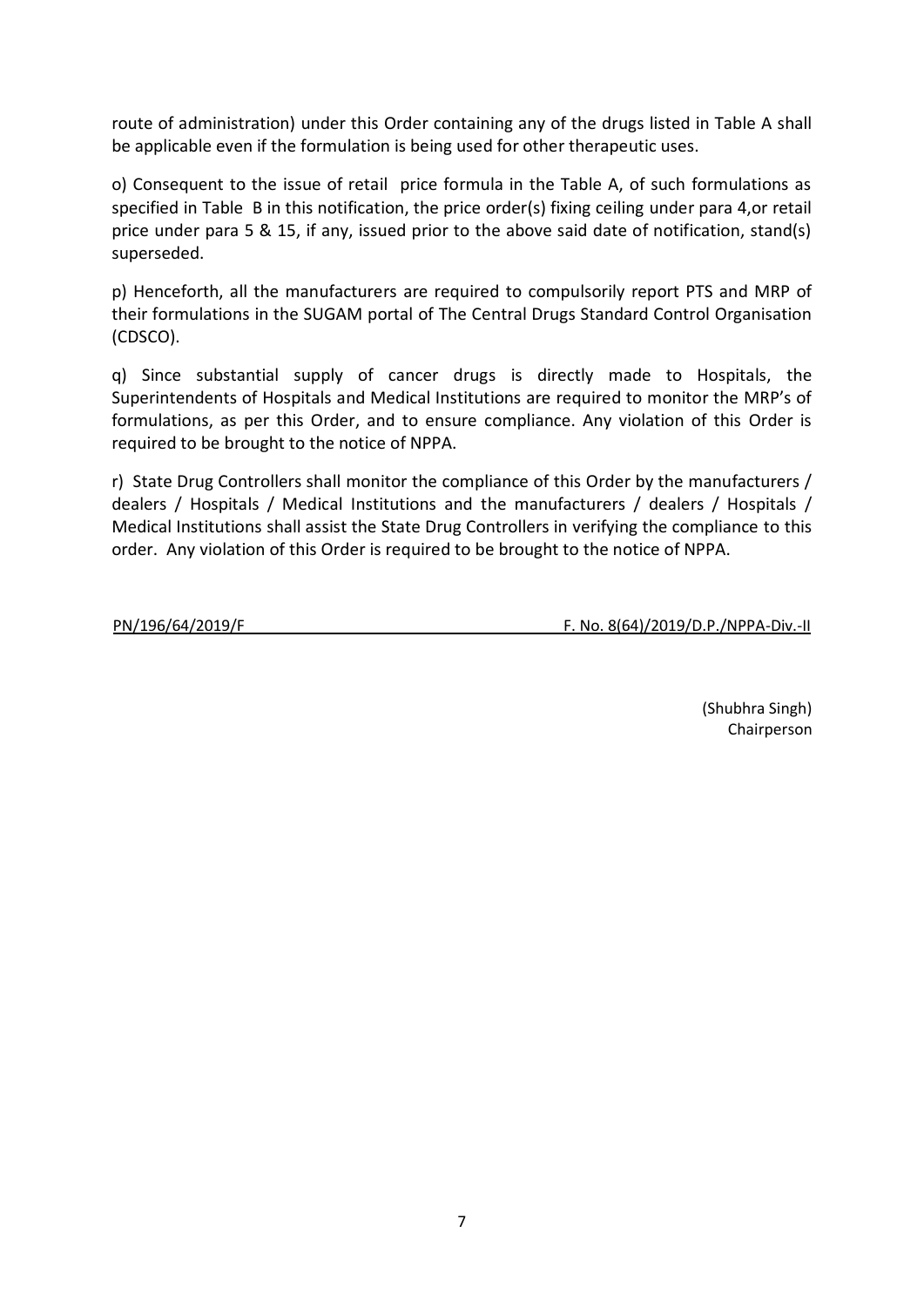route of administration) under this Order containing any of the drugs listed in Table A shall be applicable even if the formulation is being used for other therapeutic uses.

o) Consequent to the issue of retail price formula in the Table A, of such formulations as specified in Table B in this notification, the price order(s) fixing ceiling under para 4,or retail price under para 5 & 15, if any, issued prior to the above said date of notification, stand(s) superseded.

p) Henceforth, all the manufacturers are required to compulsorily report PTS and MRP of their formulations in the SUGAM portal of The Central Drugs Standard Control Organisation (CDSCO).

q) Since substantial supply of cancer drugs is directly made to Hospitals, the Superintendents of Hospitals and Medical Institutions are required to monitor the MRP's of formulations, as per this Order, and to ensure compliance. Any violation of this Order is required to be brought to the notice of NPPA.

r) State Drug Controllers shall monitor the compliance of this Order by the manufacturers / dealers / Hospitals / Medical Institutions and the manufacturers / dealers / Hospitals / Medical Institutions shall assist the State Drug Controllers in verifying the compliance to this order. Any violation of this Order is required to be brought to the notice of NPPA.

PN/196/64/2019/F F. No. 8(64)/2019/D.P./NPPA-Div.-II

(Shubhra Singh)
Chairperson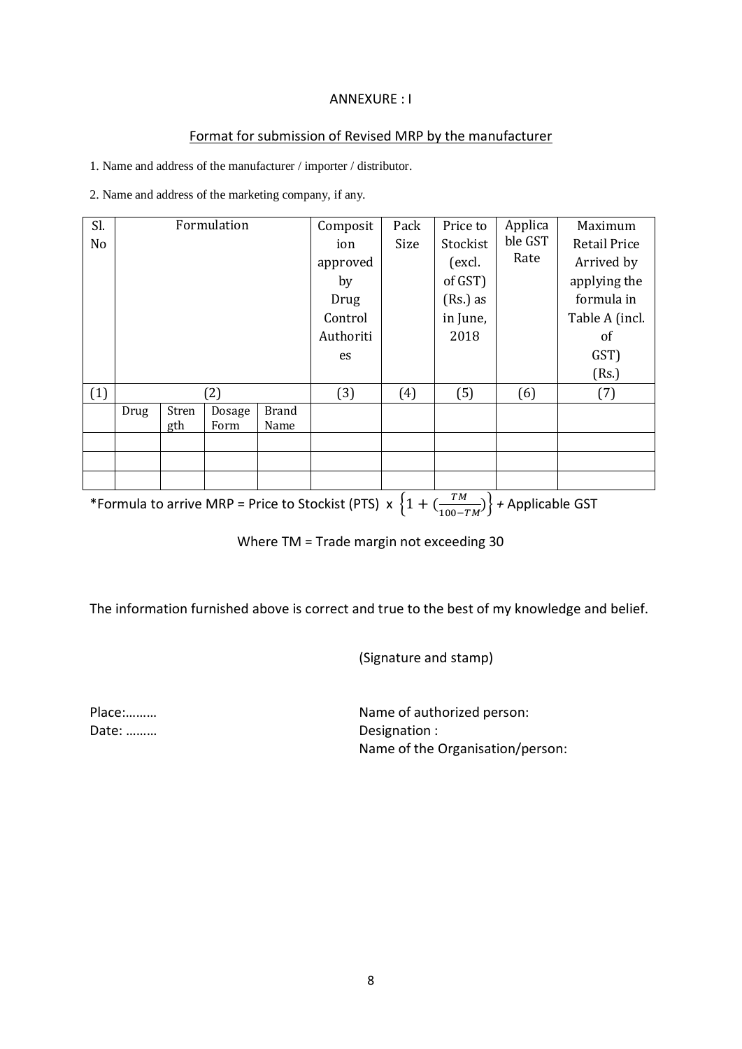ANNEXURE : I

## Format for submission of Revised MRP by the manufacturer

1. Name and address of the manufacturer / importer / distributor.

2. Name and address of the marketing company, if any.

| Sl. No | Formulation | | | | Composition approved by Drug Control Authorities | Pack Size | Price to Stockist (excl. of GST) (Rs.) as in June, 2018 | Applicable GST Rate | Maximum Retail Price Arrived by applying the formula in Table A (incl. of GST) (Rs.) |
|---|---|---|---|---|---|---|---|---|---|
| (1) | (2) | | | | (3) | (4) | (5) | (6) | (7) |
| | Drug | Strength | Dosage Form | Brand Name | | | | | |
| | | | | | | | | | |
| | | | | | | | | | |
| | | | | | | | | | |

*Formula to arrive MRP = Price to Stockist (PTS) x $\left\{1 + \left(\frac{TM}{100-TM}\right)\right\}$ + Applicable GST

Where TM = Trade margin not exceeding 30

The information furnished above is correct and true to the best of my knowledge and belief.

(Signature and stamp)

Place:………

Date: ………

Name of authorized person:

Designation :

Name of the Organisation/person: